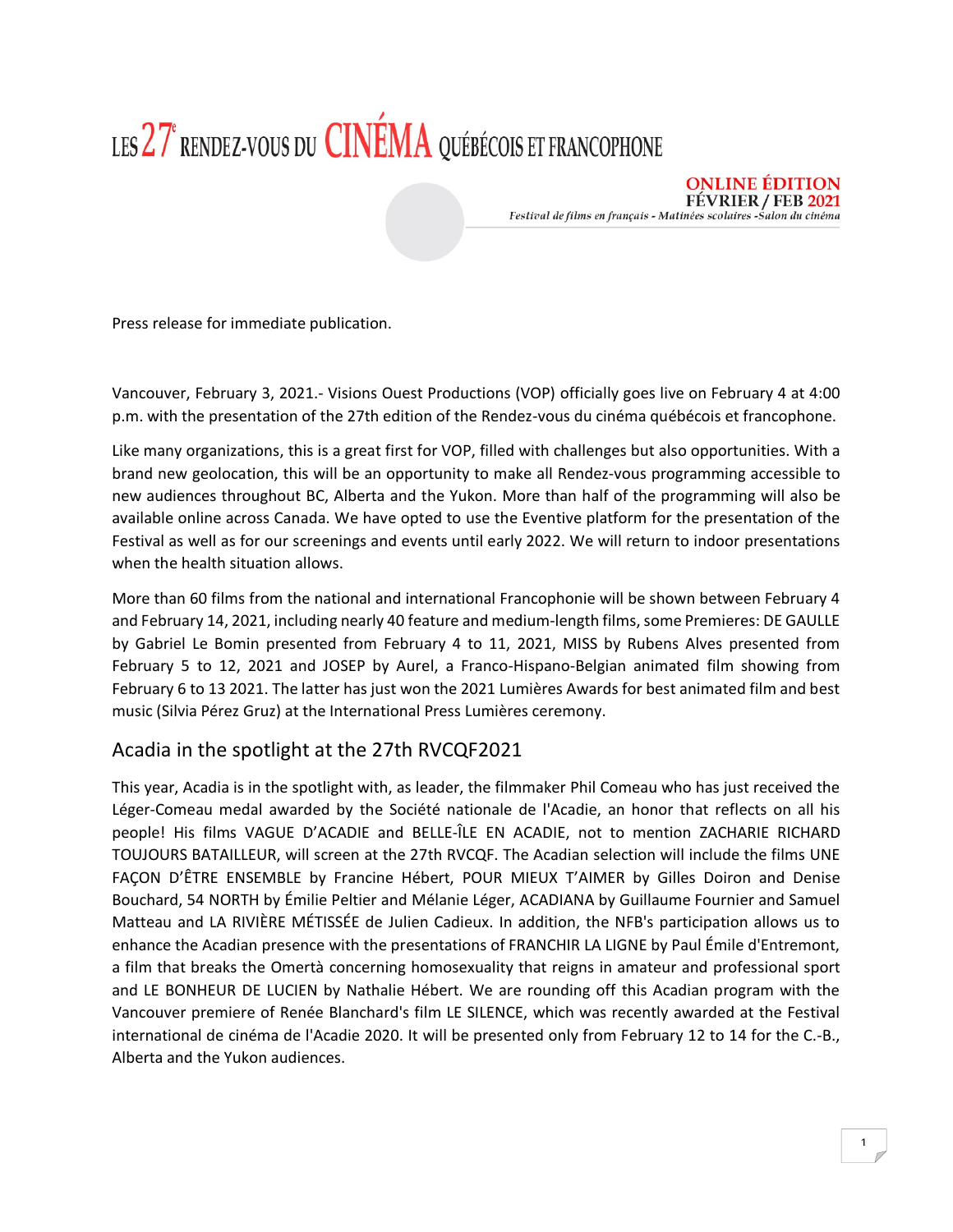# LES 27e RENDEZ-VOUS DU CINÉMA QUÉBÉCOIS ET FRANCOPHONE

**ONLINE ÉDITION**
**FÉVRIER / FEB 2021**
*Festival de films en français - Matinées scolaires -Salon du cinéma*

Press release for immediate publication.

Vancouver, February 3, 2021.- Visions Ouest Productions (VOP) officially goes live on February 4 at 4:00 p.m. with the presentation of the 27th edition of the Rendez-vous du cinéma québécois et francophone.

Like many organizations, this is a great first for VOP, filled with challenges but also opportunities. With a brand new geolocation, this will be an opportunity to make all Rendez-vous programming accessible to new audiences throughout BC, Alberta and the Yukon. More than half of the programming will also be available online across Canada. We have opted to use the Eventive platform for the presentation of the Festival as well as for our screenings and events until early 2022. We will return to indoor presentations when the health situation allows.

More than 60 films from the national and international Francophonie will be shown between February 4 and February 14, 2021, including nearly 40 feature and medium-length films, some Premieres: DE GAULLE by Gabriel Le Bomin presented from February 4 to 11, 2021, MISS by Rubens Alves presented from February 5 to 12, 2021 and JOSEP by Aurel, a Franco-Hispano-Belgian animated film showing from February 6 to 13 2021. The latter has just won the 2021 Lumières Awards for best animated film and best music (Silvia Pérez Gruz) at the International Press Lumières ceremony.

## Acadia in the spotlight at the 27th RVCQF2021

This year, Acadia is in the spotlight with, as leader, the filmmaker Phil Comeau who has just received the Léger-Comeau medal awarded by the Société nationale de l'Acadie, an honor that reflects on all his people! His films VAGUE D'ACADIE and BELLE-ÎLE EN ACADIE, not to mention ZACHARIE RICHARD TOUJOURS BATAILLEUR, will screen at the 27th RVCQF. The Acadian selection will include the films UNE FAÇON D'ÊTRE ENSEMBLE by Francine Hébert, POUR MIEUX T'AIMER by Gilles Doiron and Denise Bouchard, 54 NORTH by Émilie Peltier and Mélanie Léger, ACADIANA by Guillaume Fournier and Samuel Matteau and LA RIVIÈRE MÉTISSÉE de Julien Cadieux. In addition, the NFB's participation allows us to enhance the Acadian presence with the presentations of FRANCHIR LA LIGNE by Paul Émile d'Entremont, a film that breaks the Omertà concerning homosexuality that reigns in amateur and professional sport and LE BONHEUR DE LUCIEN by Nathalie Hébert. We are rounding off this Acadian program with the Vancouver premiere of Renée Blanchard's film LE SILENCE, which was recently awarded at the Festival international de cinéma de l'Acadie 2020. It will be presented only from February 12 to 14 for the C.-B., Alberta and the Yukon audiences.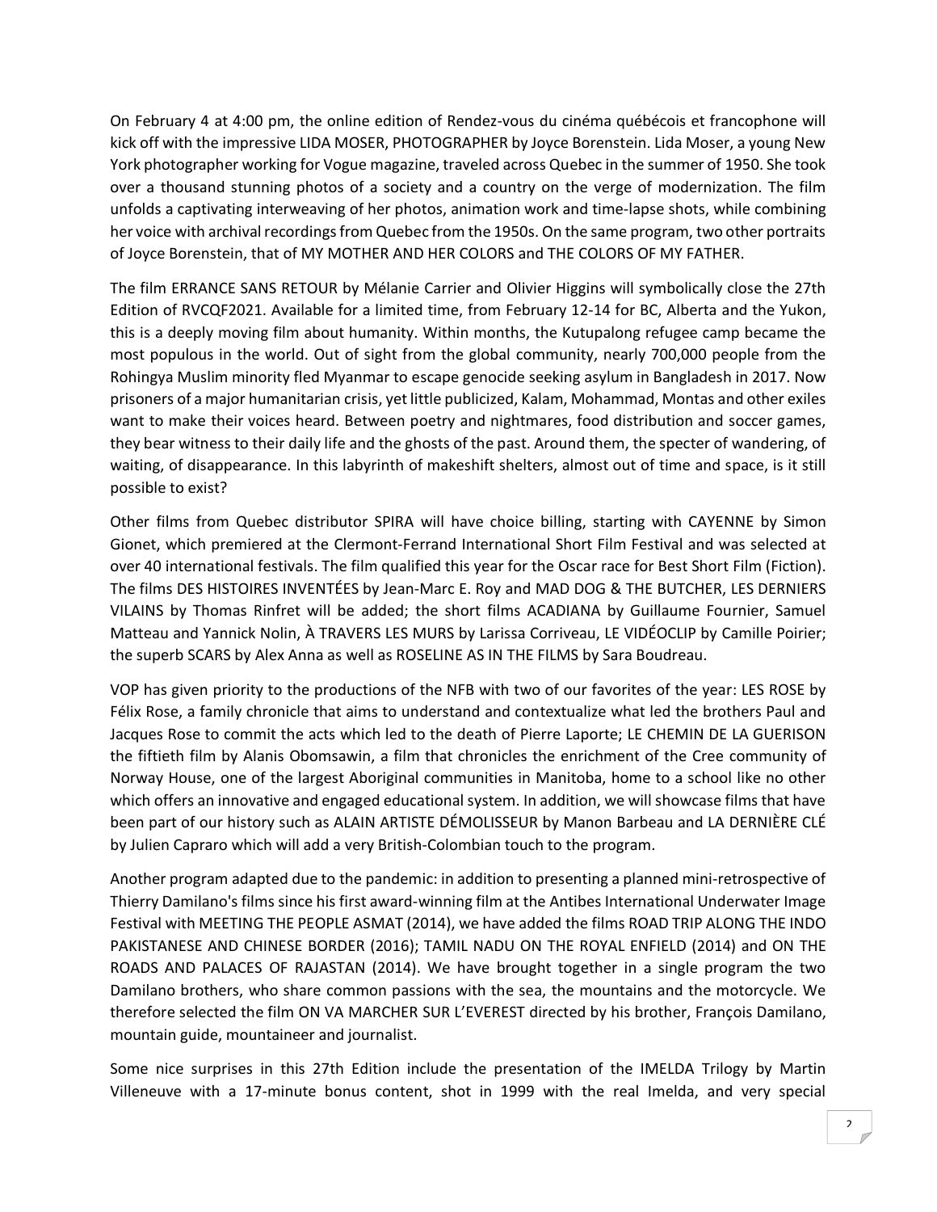On February 4 at 4:00 pm, the online edition of Rendez-vous du cinéma québécois et francophone will kick off with the impressive LIDA MOSER, PHOTOGRAPHER by Joyce Borenstein. Lida Moser, a young New York photographer working for Vogue magazine, traveled across Quebec in the summer of 1950. She took over a thousand stunning photos of a society and a country on the verge of modernization. The film unfolds a captivating interweaving of her photos, animation work and time-lapse shots, while combining her voice with archival recordings from Quebec from the 1950s. On the same program, two other portraits of Joyce Borenstein, that of MY MOTHER AND HER COLORS and THE COLORS OF MY FATHER.

The film ERRANCE SANS RETOUR by Mélanie Carrier and Olivier Higgins will symbolically close the 27th Edition of RVCQF2021. Available for a limited time, from February 12-14 for BC, Alberta and the Yukon, this is a deeply moving film about humanity. Within months, the Kutupalong refugee camp became the most populous in the world. Out of sight from the global community, nearly 700,000 people from the Rohingya Muslim minority fled Myanmar to escape genocide seeking asylum in Bangladesh in 2017. Now prisoners of a major humanitarian crisis, yet little publicized, Kalam, Mohammad, Montas and other exiles want to make their voices heard. Between poetry and nightmares, food distribution and soccer games, they bear witness to their daily life and the ghosts of the past. Around them, the specter of wandering, of waiting, of disappearance. In this labyrinth of makeshift shelters, almost out of time and space, is it still possible to exist?

Other films from Quebec distributor SPIRA will have choice billing, starting with CAYENNE by Simon Gionet, which premiered at the Clermont-Ferrand International Short Film Festival and was selected at over 40 international festivals. The film qualified this year for the Oscar race for Best Short Film (Fiction). The films DES HISTOIRES INVENTÉES by Jean-Marc E. Roy and MAD DOG & THE BUTCHER, LES DERNIERS VILAINS by Thomas Rinfret will be added; the short films ACADIANA by Guillaume Fournier, Samuel Matteau and Yannick Nolin, À TRAVERS LES MURS by Larissa Corriveau, LE VIDÉOCLIP by Camille Poirier; the superb SCARS by Alex Anna as well as ROSELINE AS IN THE FILMS by Sara Boudreau.

VOP has given priority to the productions of the NFB with two of our favorites of the year: LES ROSE by Félix Rose, a family chronicle that aims to understand and contextualize what led the brothers Paul and Jacques Rose to commit the acts which led to the death of Pierre Laporte; LE CHEMIN DE LA GUERISON the fiftieth film by Alanis Obomsawin, a film that chronicles the enrichment of the Cree community of Norway House, one of the largest Aboriginal communities in Manitoba, home to a school like no other which offers an innovative and engaged educational system. In addition, we will showcase films that have been part of our history such as ALAIN ARTISTE DÉMOLISSEUR by Manon Barbeau and LA DERNIÈRE CLÉ by Julien Capraro which will add a very British-Colombian touch to the program.

Another program adapted due to the pandemic: in addition to presenting a planned mini-retrospective of Thierry Damilano's films since his first award-winning film at the Antibes International Underwater Image Festival with MEETING THE PEOPLE ASMAT (2014), we have added the films ROAD TRIP ALONG THE INDO PAKISTANESE AND CHINESE BORDER (2016); TAMIL NADU ON THE ROYAL ENFIELD (2014) and ON THE ROADS AND PALACES OF RAJASTAN (2014). We have brought together in a single program the two Damilano brothers, who share common passions with the sea, the mountains and the motorcycle. We therefore selected the film ON VA MARCHER SUR L'EVEREST directed by his brother, François Damilano, mountain guide, mountaineer and journalist.

Some nice surprises in this 27th Edition include the presentation of the IMELDA Trilogy by Martin Villeneuve with a 17-minute bonus content, shot in 1999 with the real Imelda, and very special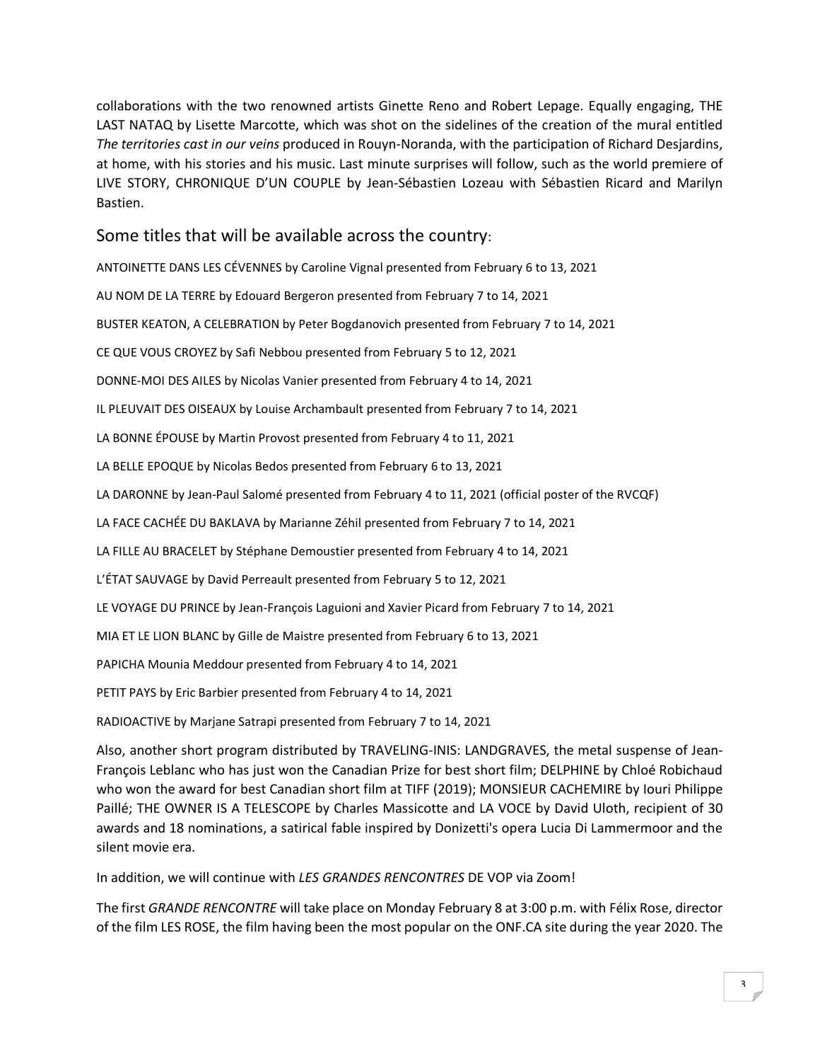collaborations with the two renowned artists Ginette Reno and Robert Lepage. Equally engaging, THE LAST NATAQ by Lisette Marcotte, which was shot on the sidelines of the creation of the mural entitled *The territories cast in our veins* produced in Rouyn-Noranda, with the participation of Richard Desjardins, at home, with his stories and his music. Last minute surprises will follow, such as the world premiere of LIVE STORY, CHRONIQUE D'UN COUPLE by Jean-Sébastien Lozeau with Sébastien Ricard and Marilyn Bastien.

## Some titles that will be available across the country:

ANTOINETTE DANS LES CÉVENNES by Caroline Vignal presented from February 6 to 13, 2021

AU NOM DE LA TERRE by Edouard Bergeron presented from February 7 to 14, 2021

BUSTER KEATON, A CELEBRATION by Peter Bogdanovich presented from February 7 to 14, 2021

CE QUE VOUS CROYEZ by Safi Nebbou presented from February 5 to 12, 2021

DONNE-MOI DES AILES by Nicolas Vanier presented from February 4 to 14, 2021

IL PLEUVAIT DES OISEAUX by Louise Archambault presented from February 7 to 14, 2021

LA BONNE ÉPOUSE by Martin Provost presented from February 4 to 11, 2021

LA BELLE EPOQUE by Nicolas Bedos presented from February 6 to 13, 2021

LA DARONNE by Jean-Paul Salomé presented from February 4 to 11, 2021 (official poster of the RVCQF)

LA FACE CACHÉE DU BAKLAVA by Marianne Zéhil presented from February 7 to 14, 2021

LA FILLE AU BRACELET by Stéphane Demoustier presented from February 4 to 14, 2021

L'ÉTAT SAUVAGE by David Perreault presented from February 5 to 12, 2021

LE VOYAGE DU PRINCE by Jean-François Laguioni and Xavier Picard from February 7 to 14, 2021

MIA ET LE LION BLANC by Gille de Maistre presented from February 6 to 13, 2021

PAPICHA Mounia Meddour presented from February 4 to 14, 2021

PETIT PAYS by Eric Barbier presented from February 4 to 14, 2021

RADIOACTIVE by Marjane Satrapi presented from February 7 to 14, 2021

Also, another short program distributed by TRAVELING-INIS: LANDGRAVES, the metal suspense of Jean-François Leblanc who has just won the Canadian Prize for best short film; DELPHINE by Chloé Robichaud who won the award for best Canadian short film at TIFF (2019); MONSIEUR CACHEMIRE by Iouri Philippe Paillé; THE OWNER IS A TELESCOPE by Charles Massicotte and LA VOCE by David Uloth, recipient of 30 awards and 18 nominations, a satirical fable inspired by Donizetti's opera Lucia Di Lammermoor and the silent movie era.

In addition, we will continue with *LES GRANDES RENCONTRES* DE VOP via Zoom!

The first *GRANDE RENCONTRE* will take place on Monday February 8 at 3:00 p.m. with Félix Rose, director of the film LES ROSE, the film having been the most popular on the ONF.CA site during the year 2020. The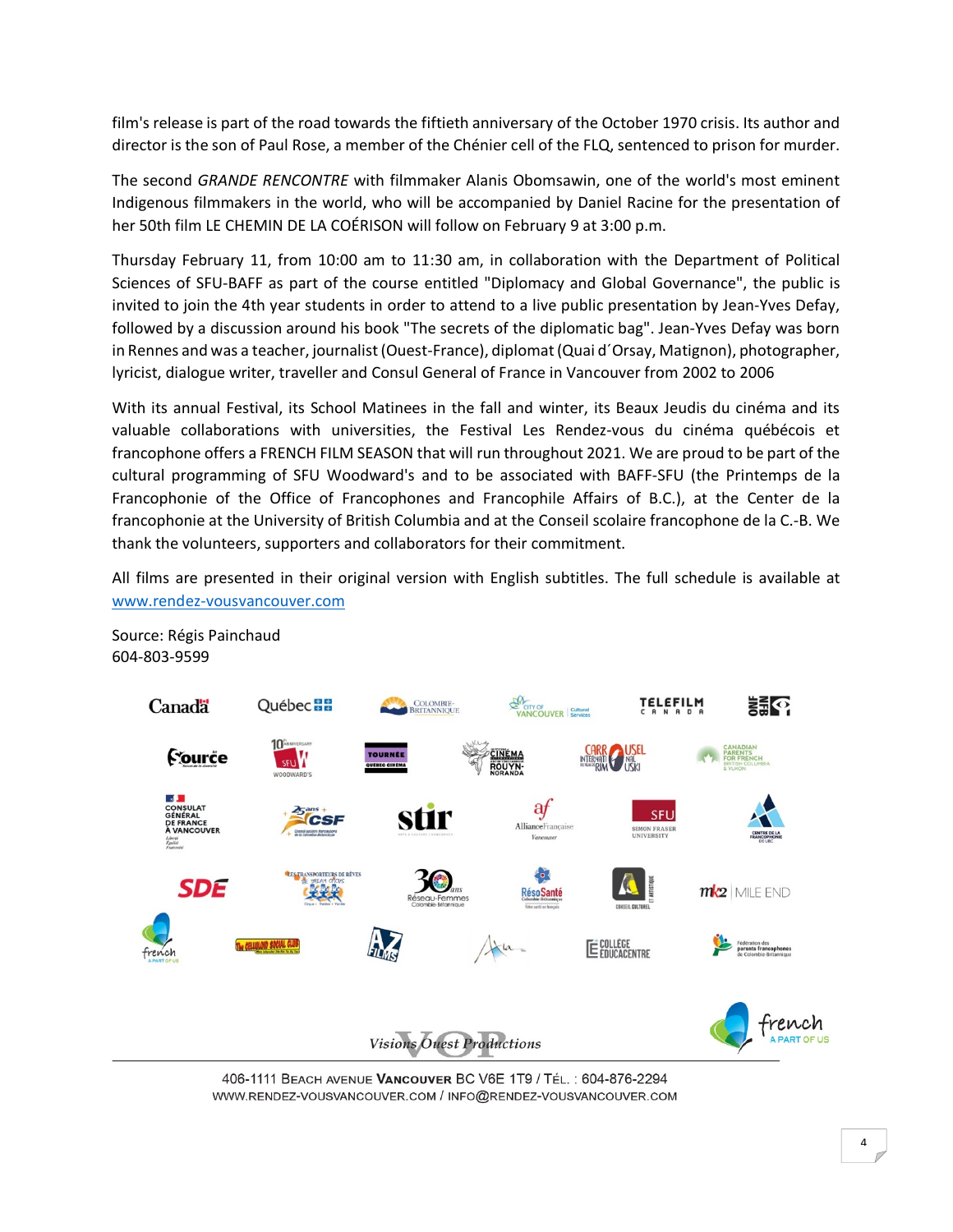film's release is part of the road towards the fiftieth anniversary of the October 1970 crisis. Its author and director is the son of Paul Rose, a member of the Chénier cell of the FLQ, sentenced to prison for murder.

The second *GRANDE RENCONTRE* with filmmaker Alanis Obomsawin, one of the world's most eminent Indigenous filmmakers in the world, who will be accompanied by Daniel Racine for the presentation of her 50th film LE CHEMIN DE LA COÉRISON will follow on February 9 at 3:00 p.m.

Thursday February 11, from 10:00 am to 11:30 am, in collaboration with the Department of Political Sciences of SFU-BAFF as part of the course entitled "Diplomacy and Global Governance", the public is invited to join the 4th year students in order to attend to a live public presentation by Jean-Yves Defay, followed by a discussion around his book "The secrets of the diplomatic bag". Jean-Yves Defay was born in Rennes and was a teacher, journalist (Ouest-France), diplomat (Quai d´Orsay, Matignon), photographer, lyricist, dialogue writer, traveller and Consul General of France in Vancouver from 2002 to 2006

With its annual Festival, its School Matinees in the fall and winter, its Beaux Jeudis du cinéma and its valuable collaborations with universities, the Festival Les Rendez-vous du cinéma québécois et francophone offers a FRENCH FILM SEASON that will run throughout 2021. We are proud to be part of the cultural programming of SFU Woodward's and to be associated with BAFF-SFU (the Printemps de la Francophonie of the Office of Francophones and Francophile Affairs of B.C.), at the Center de la francophonie at the University of British Columbia and at the Conseil scolaire francophone de la C.-B. We thank the volunteers, supporters and collaborators for their commitment.

All films are presented in their original version with English subtitles. The full schedule is available at www.rendez-vousvancouver.com

Source: Régis Painchaud
604-803-9599

Visions Ouest Productions

406-1111 Beach Avenue Vancouver BC V6E 1T9 / Tél. : 604-876-2294
www.rendez-vousvancouver.com / info@rendez-vousvancouver.com